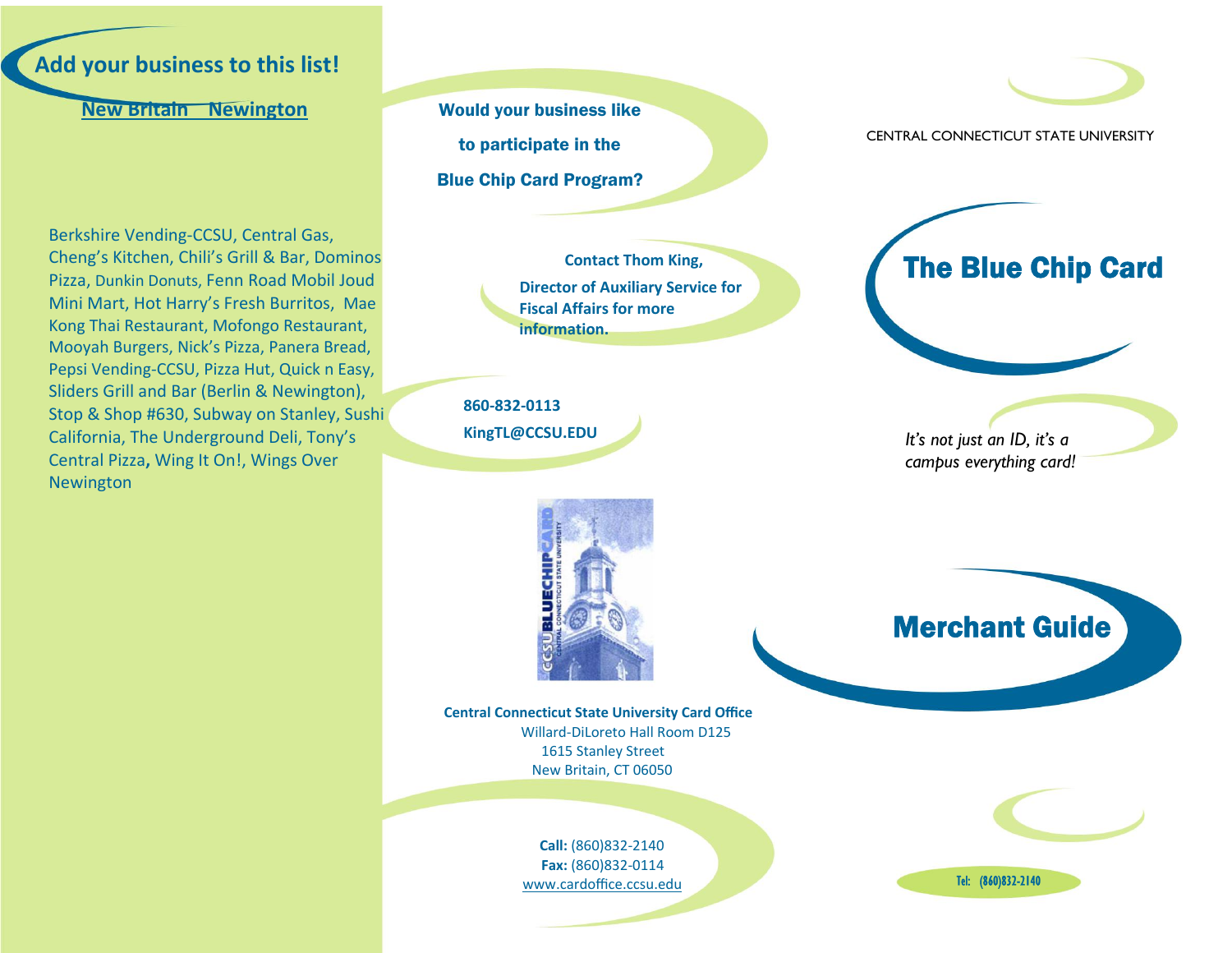## Add your business to this list!

**New Britain Newington**

Berkshire Vending-CCSU, Central Gas, Cheng's Kitchen, Chili's Grill & Bar, Dominos Pizza, Dunkin Donuts, Fenn Road Mobil Joud Mini Mart, Hot Harry's Fresh Burritos, Mae Kong Thai Restaurant, Mofongo Restaurant, Mooyah Burgers, Nick's Pizza, Panera Bread, Pepsi Vending-CCSU, Pizza Hut, Quick n Easy, Sliders Grill and Bar (Berlin & Newington), Stop & Shop #630, Subway on Stanley, Sushi California, The Underground Deli, Tony's Central Pizza, Wing It On!, Wings Over Newington

**Would your business like to participate in the Blue Chip Card Program?**

**Contact Thom King, Director of Auxiliary Service for Fiscal Affairs for more information.**

**860-832-0113**
**KingTL@CCSU.EDU**

**Central Connecticut State University Card Office**
Willard-DiLoreto Hall Room D125
1615 Stanley Street
New Britain, CT 06050

**Call:** (860)832-2140
**Fax:** (860)832-0114
www.cardoffice.ccsu.edu

CENTRAL CONNECTICUT STATE UNIVERSITY

# The Blue Chip Card

*It's not just an ID, it's a campus everything card!*

# Merchant Guide

Tel: (860)832-2140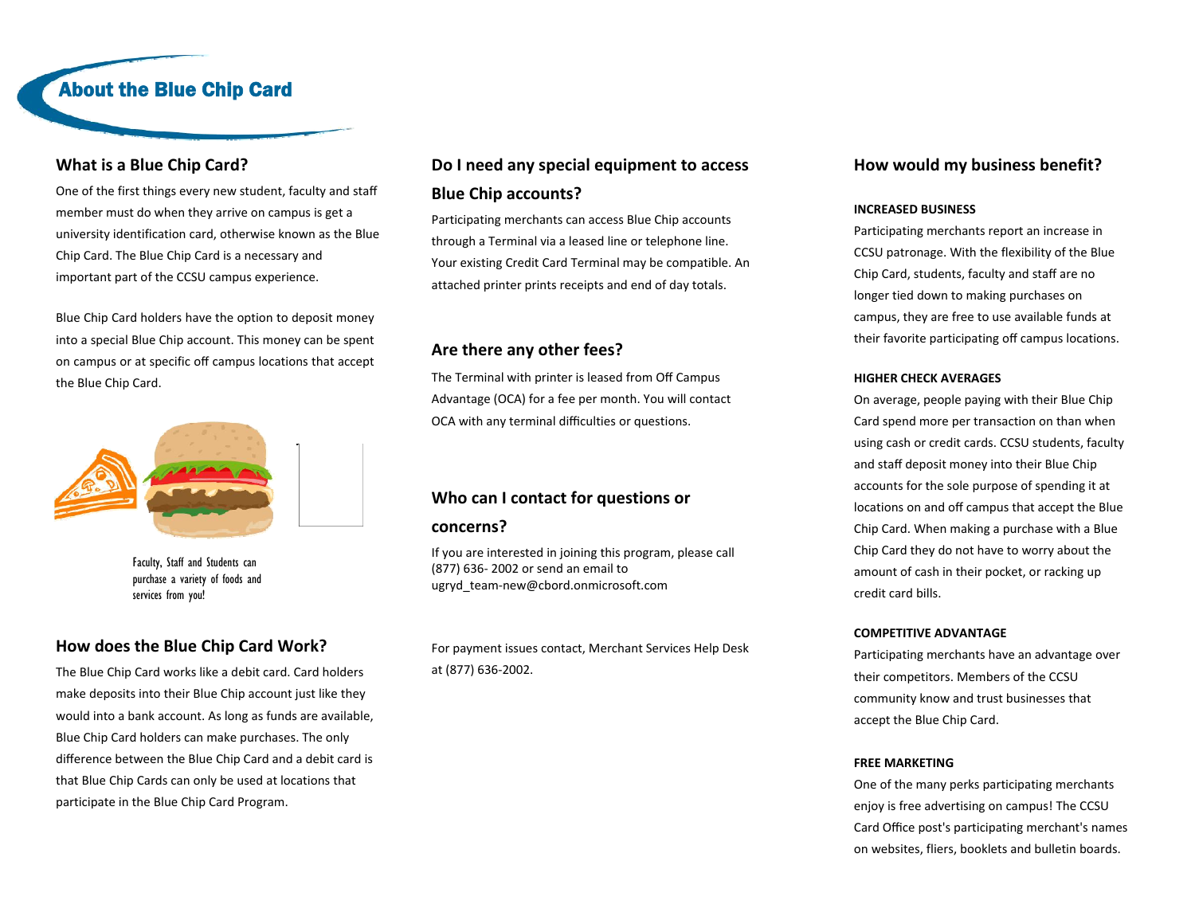# About the Blue Chip Card

## What is a Blue Chip Card?

One of the first things every new student, faculty and staff member must do when they arrive on campus is get a university identification card, otherwise known as the Blue Chip Card. The Blue Chip Card is a necessary and important part of the CCSU campus experience.

Blue Chip Card holders have the option to deposit money into a special Blue Chip account. This money can be spent on campus or at specific off campus locations that accept the Blue Chip Card.

Faculty, Staff and Students can purchase a variety of foods and services from you!

## How does the Blue Chip Card Work?

The Blue Chip Card works like a debit card. Card holders make deposits into their Blue Chip account just like they would into a bank account. As long as funds are available, Blue Chip Card holders can make purchases. The only difference between the Blue Chip Card and a debit card is that Blue Chip Cards can only be used at locations that participate in the Blue Chip Card Program.

## Do I need any special equipment to access Blue Chip accounts?

Participating merchants can access Blue Chip accounts through a Terminal via a leased line or telephone line. Your existing Credit Card Terminal may be compatible. An attached printer prints receipts and end of day totals.

## Are there any other fees?

The Terminal with printer is leased from Off Campus Advantage (OCA) for a fee per month. You will contact OCA with any terminal difficulties or questions.

## Who can I contact for questions or concerns?

If you are interested in joining this program, please call (877) 636- 2002 or send an email to ugryd_team-new@cbord.onmicrosoft.com

For payment issues contact, Merchant Services Help Desk at (877) 636-2002.

## How would my business benefit?

**INCREASED BUSINESS**

Participating merchants report an increase in CCSU patronage. With the flexibility of the Blue Chip Card, students, faculty and staff are no longer tied down to making purchases at campus, they are free to use available funds at their favorite participating off campus locations.

**HIGHER CHECK AVERAGES**

On average, people paying with their Blue Chip Card spend more per transaction on than when using cash or credit cards. CCSU students, faculty and staff deposit money into their Blue Chip accounts for the sole purpose of spending it at locations on and off campus that accept the Blue Chip Card. When making a purchase with a Blue Chip Card they do not have to worry about the amount of cash in their pocket, or racking up credit card bills.

**COMPETITIVE ADVANTAGE**

Participating merchants have an advantage over their competitors. Members of the CCSU community know and trust businesses that accept the Blue Chip Card.

**FREE MARKETING**

One of the many perks participating merchants enjoy is free advertising on campus! The CCSU Card Office post's participating merchant's names on websites, fliers, booklets and bulletin boards.